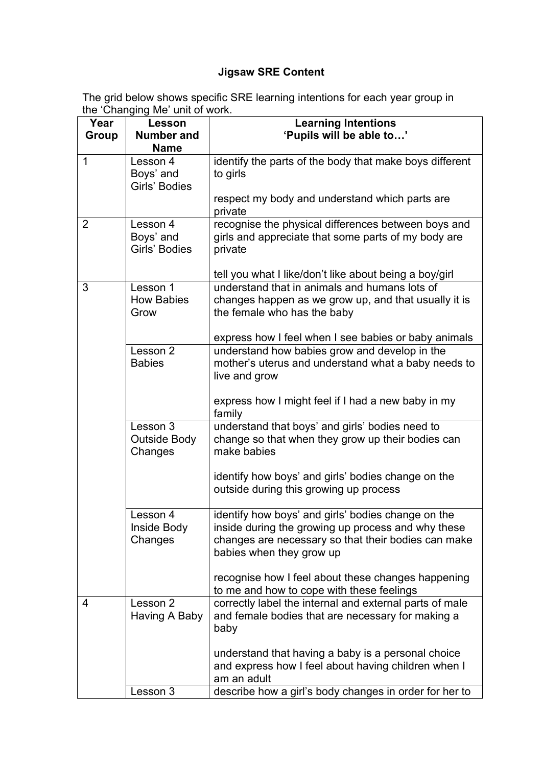**Jigsaw SRE Content**

The grid below shows specific SRE learning intentions for each year group in the 'Changing Me' unit of work.

| Year Group | Lesson Number and Name | Learning Intentions 'Pupils will be able to…' |
|---|---|---|
| 1 | Lesson 4 Boys' and Girls' Bodies | identify the parts of the body that make boys different to girls<br><br>respect my body and understand which parts are private |
| 2 | Lesson 4 Boys' and Girls' Bodies | recognise the physical differences between boys and girls and appreciate that some parts of my body are private<br><br>tell you what I like/don't like about being a boy/girl |
| 3 | Lesson 1 How Babies Grow | understand that in animals and humans lots of changes happen as we grow up, and that usually it is the female who has the baby<br><br>express how I feel when I see babies or baby animals |
| | Lesson 2 Babies | understand how babies grow and develop in the mother's uterus and understand what a baby needs to live and grow<br><br>express how I might feel if I had a new baby in my family |
| | Lesson 3 Outside Body Changes | understand that boys' and girls' bodies need to change so that when they grow up their bodies can make babies<br><br>identify how boys' and girls' bodies change on the outside during this growing up process |
| | Lesson 4 Inside Body Changes | identify how boys' and girls' bodies change on the inside during the growing up process and why these changes are necessary so that their bodies can make babies when they grow up<br><br>recognise how I feel about these changes happening to me and how to cope with these feelings |
| 4 | Lesson 2 Having A Baby | correctly label the internal and external parts of male and female bodies that are necessary for making a baby<br><br>understand that having a baby is a personal choice and express how I feel about having children when I am an adult |
| | Lesson 3 | describe how a girl's body changes in order for her to |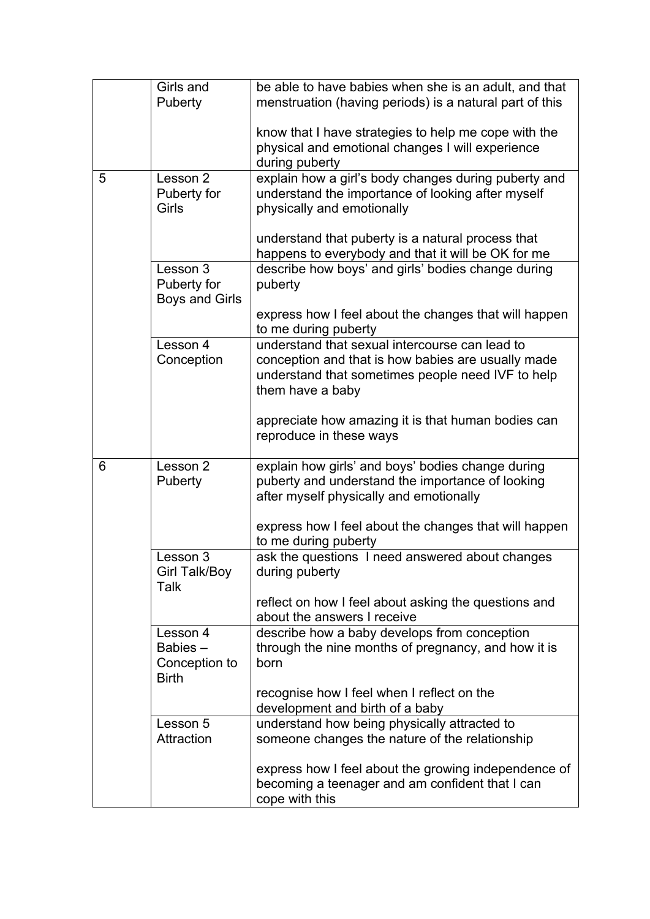| | | |
|---|---|---|
| | Girls and Puberty | be able to have babies when she is an adult, and that menstruation (having periods) is a natural part of this<br><br>know that I have strategies to help me cope with the physical and emotional changes I will experience during puberty |
| 5 | Lesson 2<br>Puberty for Girls | explain how a girl's body changes during puberty and understand the importance of looking after myself physically and emotionally<br><br>understand that puberty is a natural process that happens to everybody and that it will be OK for me |
| | Lesson 3<br>Puberty for Boys and Girls | describe how boys' and girls' bodies change during puberty<br><br>express how I feel about the changes that will happen to me during puberty |
| | Lesson 4<br>Conception | understand that sexual intercourse can lead to conception and that is how babies are usually made<br>understand that sometimes people need IVF to help them have a baby<br><br>appreciate how amazing it is that human bodies can reproduce in these ways |
| 6 | Lesson 2<br>Puberty | explain how girls' and boys' bodies change during puberty and understand the importance of looking after myself physically and emotionally<br><br>express how I feel about the changes that will happen to me during puberty |
| | Lesson 3<br>Girl Talk/Boy Talk | ask the questions I need answered about changes during puberty<br><br>reflect on how I feel about asking the questions and about the answers I receive |
| | Lesson 4<br>Babies – Conception to Birth | describe how a baby develops from conception through the nine months of pregnancy, and how it is born<br><br>recognise how I feel when I reflect on the development and birth of a baby |
| | Lesson 5<br>Attraction | understand how being physically attracted to someone changes the nature of the relationship<br><br>express how I feel about the growing independence of becoming a teenager and am confident that I can cope with this |